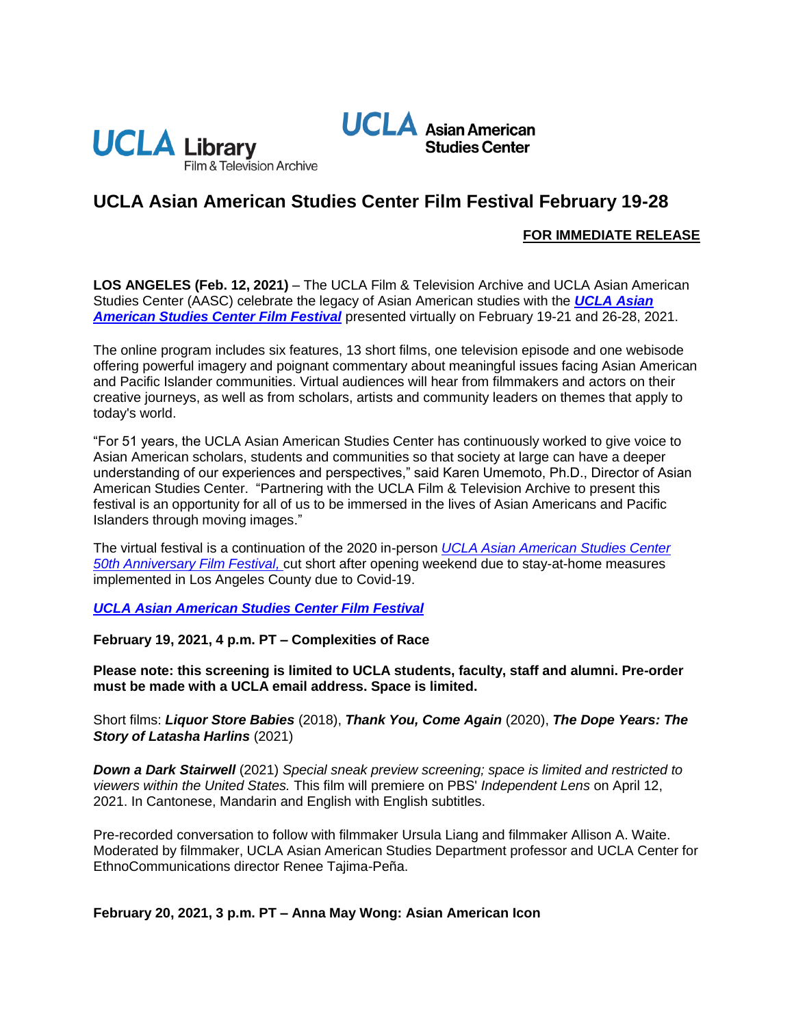UCLA Library Film & Television Archive

UCLA Asian American Studies Center

# UCLA Asian American Studies Center Film Festival February 19-28

**FOR IMMEDIATE RELEASE**

**LOS ANGELES (Feb. 12, 2021)** – The UCLA Film & Television Archive and UCLA Asian American Studies Center (AASC) celebrate the legacy of Asian American studies with the ***UCLA Asian American Studies Center Film Festival*** presented virtually on February 19-21 and 26-28, 2021.

The online program includes six features, 13 short films, one television episode and one webisode offering powerful imagery and poignant commentary about meaningful issues facing Asian American and Pacific Islander communities. Virtual audiences will hear from filmmakers and actors on their creative journeys, as well as from scholars, artists and community leaders on themes that apply to today's world.

"For 51 years, the UCLA Asian American Studies Center has continuously worked to give voice to Asian American scholars, students and communities so that society at large can have a deeper understanding of our experiences and perspectives," said Karen Umemoto, Ph.D., Director of Asian American Studies Center. "Partnering with the UCLA Film & Television Archive to present this festival is an opportunity for all of us to be immersed in the lives of Asian Americans and Pacific Islanders through moving images."

The virtual festival is a continuation of the 2020 in-person *UCLA Asian American Studies Center 50th Anniversary Film Festival,* cut short after opening weekend due to stay-at-home measures implemented in Los Angeles County due to Covid-19.

***UCLA Asian American Studies Center Film Festival***

**February 19, 2021, 4 p.m. PT – Complexities of Race**

**Please note: this screening is limited to UCLA students, faculty, staff and alumni. Pre-order must be made with a UCLA email address. Space is limited.**

Short films: ***Liquor Store Babies*** (2018), ***Thank You, Come Again*** (2020), ***The Dope Years: The Story of Latasha Harlins*** (2021)

***Down a Dark Stairwell*** (2021) *Special sneak preview screening; space is limited and restricted to viewers within the United States.* This film will premiere on PBS' *Independent Lens* on April 12, 2021. In Cantonese, Mandarin and English with English subtitles.

Pre-recorded conversation to follow with filmmaker Ursula Liang and filmmaker Allison A. Waite. Moderated by filmmaker, UCLA Asian American Studies Department professor and UCLA Center for EthnoCommunications director Renee Tajima-Peña.

**February 20, 2021, 3 p.m. PT – Anna May Wong: Asian American Icon**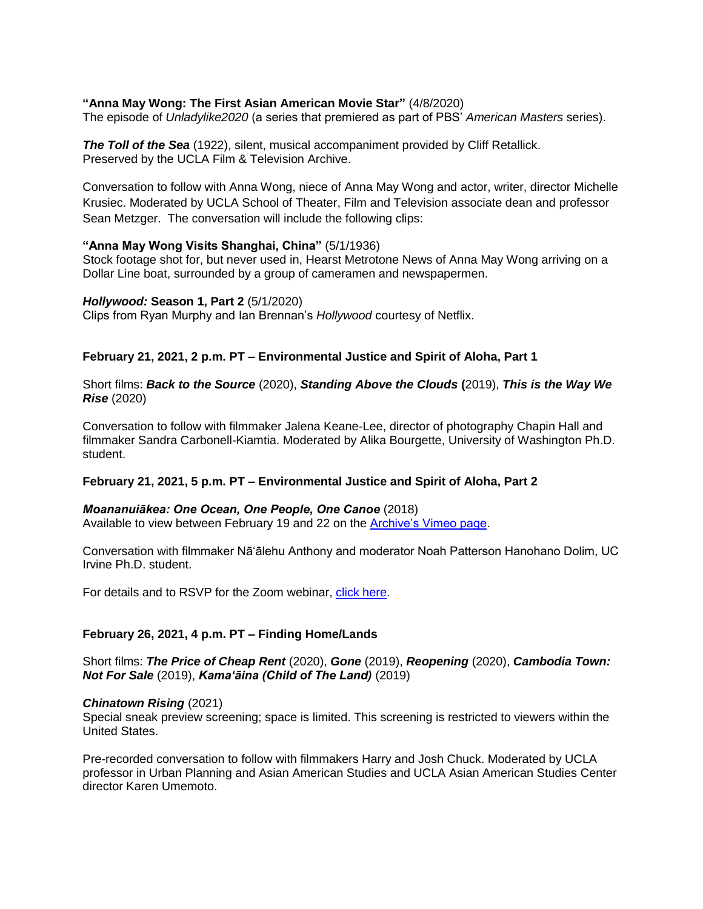**"Anna May Wong: The First Asian American Movie Star"** (4/8/2020)
The episode of *Unladylike2020* (a series that premiered as part of PBS' *American Masters* series).

***The Toll of the Sea*** (1922), silent, musical accompaniment provided by Cliff Retallick.
Preserved by the UCLA Film & Television Archive.

Conversation to follow with Anna Wong, niece of Anna May Wong and actor, writer, director Michelle Krusiec. Moderated by UCLA School of Theater, Film and Television associate dean and professor Sean Metzger. The conversation will include the following clips:

**"Anna May Wong Visits Shanghai, China"** (5/1/1936)
Stock footage shot for, but never used in, Hearst Metrotone News of Anna May Wong arriving on a Dollar Line boat, surrounded by a group of cameramen and newspapermen.

***Hollywood:* Season 1, Part 2** (5/1/2020)
Clips from Ryan Murphy and Ian Brennan's *Hollywood* courtesy of Netflix.

**February 21, 2021, 2 p.m. PT – Environmental Justice and Spirit of Aloha, Part 1**

Short films: ***Back to the Source*** (2020), ***Standing Above the Clouds*** **(**2019), ***This is the Way We Rise*** (2020)

Conversation to follow with filmmaker Jalena Keane-Lee, director of photography Chapin Hall and filmmaker Sandra Carbonell-Kiamtia. Moderated by Alika Bourgette, University of Washington Ph.D. student.

**February 21, 2021, 5 p.m. PT – Environmental Justice and Spirit of Aloha, Part 2**

***Moananuiākea: One Ocean, One People, One Canoe*** (2018)
Available to view between February 19 and 22 on the [Archive's Vimeo page](Archive's Vimeo page).

Conversation with filmmaker Nāʻālehu Anthony and moderator Noah Patterson Hanohano Dolim, UC Irvine Ph.D. student.

For details and to RSVP for the Zoom webinar, [click here](click here).

**February 26, 2021, 4 p.m. PT – Finding Home/Lands**

Short films: ***The Price of Cheap Rent*** (2020), ***Gone*** (2019), ***Reopening*** (2020), ***Cambodia Town: Not For Sale*** (2019), ***Kamaʻāina (Child of The Land)*** (2019)

***Chinatown Rising*** (2021)
Special sneak preview screening; space is limited. This screening is restricted to viewers within the United States.

Pre-recorded conversation to follow with filmmakers Harry and Josh Chuck. Moderated by UCLA professor in Urban Planning and Asian American Studies and UCLA Asian American Studies Center director Karen Umemoto.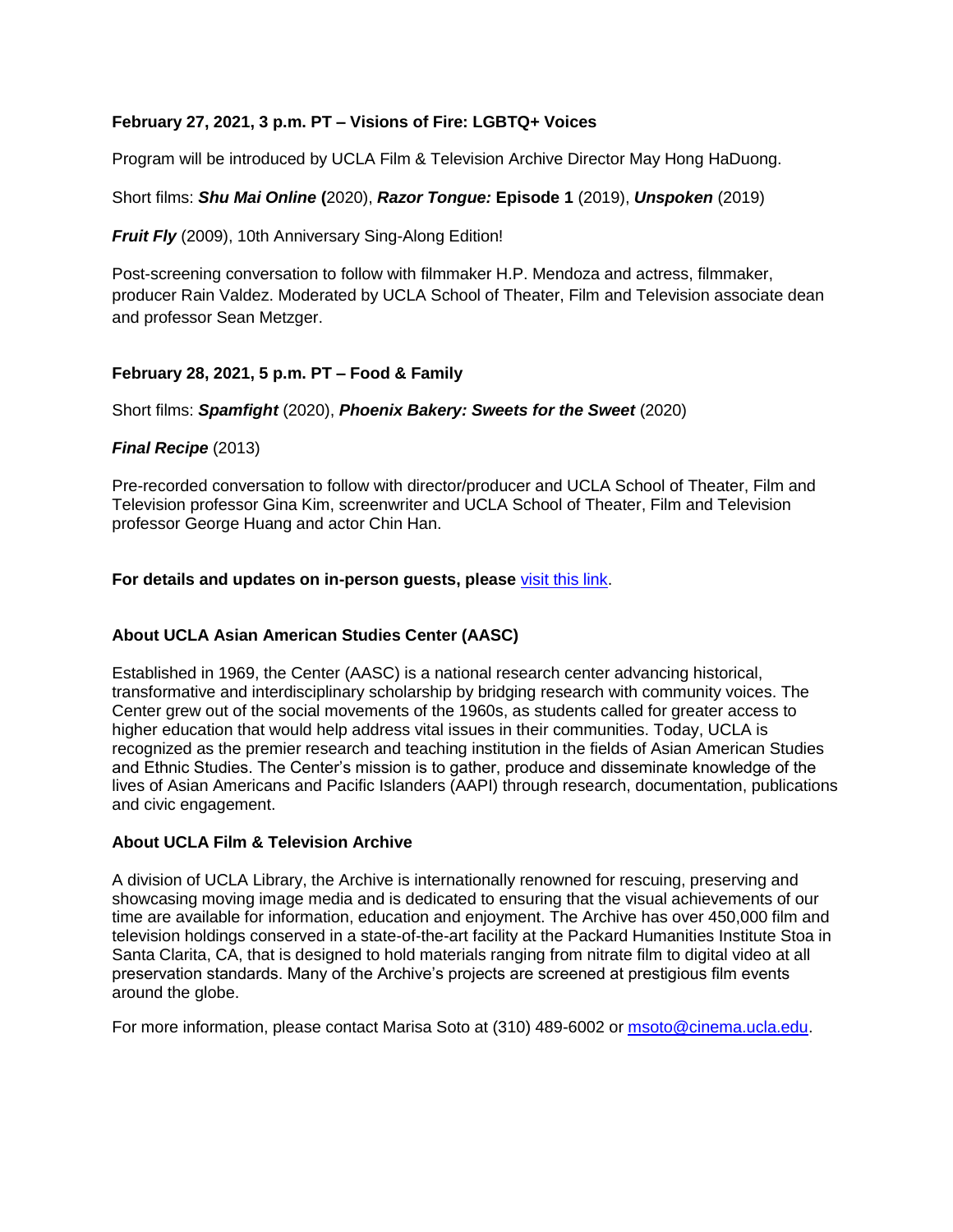**February 27, 2021, 3 p.m. PT – Visions of Fire: LGBTQ+ Voices**

Program will be introduced by UCLA Film & Television Archive Director May Hong HaDuong.

Short films: ***Shu Mai Online*** **(**2020), ***Razor Tongue:*** **Episode 1** (2019), ***Unspoken*** (2019)

***Fruit Fly*** (2009), 10th Anniversary Sing-Along Edition!

Post-screening conversation to follow with filmmaker H.P. Mendoza and actress, filmmaker, producer Rain Valdez. Moderated by UCLA School of Theater, Film and Television associate dean and professor Sean Metzger.

**February 28, 2021, 5 p.m. PT – Food & Family**

Short films: ***Spamfight*** (2020), ***Phoenix Bakery: Sweets for the Sweet*** (2020)

***Final Recipe*** (2013)

Pre-recorded conversation to follow with director/producer and UCLA School of Theater, Film and Television professor Gina Kim, screenwriter and UCLA School of Theater, Film and Television professor George Huang and actor Chin Han.

**For details and updates on in-person guests, please** [visit this link](visit this link).

**About UCLA Asian American Studies Center (AASC)**

Established in 1969, the Center (AASC) is a national research center advancing historical, transformative and interdisciplinary scholarship by bridging research with community voices. The Center grew out of the social movements of the 1960s, as students called for greater access to higher education that would help address vital issues in their communities. Today, UCLA is recognized as the premier research and teaching institution in the fields of Asian American Studies and Ethnic Studies. The Center's mission is to gather, produce and disseminate knowledge of the lives of Asian Americans and Pacific Islanders (AAPI) through research, documentation, publications and civic engagement.

**About UCLA Film & Television Archive**

A division of UCLA Library, the Archive is internationally renowned for rescuing, preserving and showcasing moving image media and is dedicated to ensuring that the visual achievements of our time are available for information, education and enjoyment. The Archive has over 450,000 film and television holdings conserved in a state-of-the-art facility at the Packard Humanities Institute Stoa in Santa Clarita, CA, that is designed to hold materials ranging from nitrate film to digital video at all preservation standards. Many of the Archive's projects are screened at prestigious film events around the globe.

For more information, please contact Marisa Soto at (310) 489-6002 or msoto@cinema.ucla.edu.